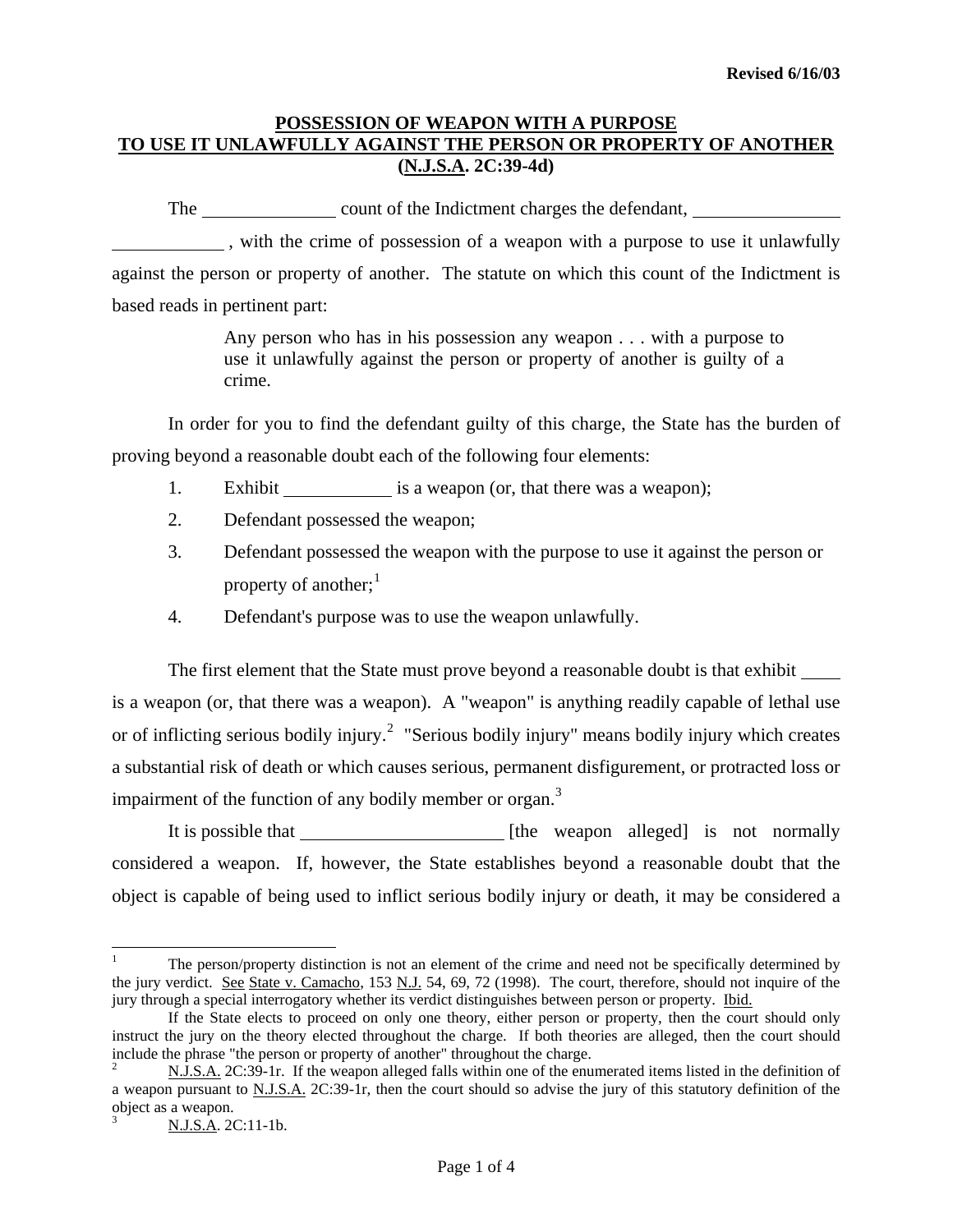Revised 6/16/03

# POSSESSION OF WEAPON WITH A PURPOSE TO USE IT UNLAWFULLY AGAINST THE PERSON OR PROPERTY OF ANOTHER (N.J.S.A. 2C:39-4d)

The ______________ count of the Indictment charges the defendant, ________________ ____________, with the crime of possession of a weapon with a purpose to use it unlawfully against the person or property of another. The statute on which this count of the Indictment is based reads in pertinent part:

> Any person who has in his possession any weapon . . . with a purpose to use it unlawfully against the person or property of another is guilty of a crime.

In order for you to find the defendant guilty of this charge, the State has the burden of proving beyond a reasonable doubt each of the following four elements:

1. Exhibit ____________ is a weapon (or, that there was a weapon);
2. Defendant possessed the weapon;
3. Defendant possessed the weapon with the purpose to use it against the person or property of another;[1]
4. Defendant's purpose was to use the weapon unlawfully.

The first element that the State must prove beyond a reasonable doubt is that exhibit ____ is a weapon (or, that there was a weapon). A "weapon" is anything readily capable of lethal use or of inflicting serious bodily injury.[2] "Serious bodily injury" means bodily injury which creates a substantial risk of death or which causes serious, permanent disfigurement, or protracted loss or impairment of the function of any bodily member or organ.[3]

It is possible that ______________________ [the weapon alleged] is not normally considered a weapon. If, however, the State establishes beyond a reasonable doubt that the object is capable of being used to inflict serious bodily injury or death, it may be considered a

---

[1] The person/property distinction is not an element of the crime and need not be specifically determined by the jury verdict. See State v. Camacho, 153 N.J. 54, 69, 72 (1998). The court, therefore, should not inquire of the jury through a special interrogatory whether its verdict distinguishes between person or property. Ibid.

If the State elects to proceed on only one theory, either person or property, then the court should only instruct the jury on the theory elected throughout the charge. If both theories are alleged, then the court should include the phrase "the person or property of another" throughout the charge.

[2] N.J.S.A. 2C:39-1r. If the weapon alleged falls within one of the enumerated items listed in the definition of a weapon pursuant to N.J.S.A. 2C:39-1r, then the court should so advise the jury of this statutory definition of the object as a weapon.

[3] N.J.S.A. 2C:11-1b.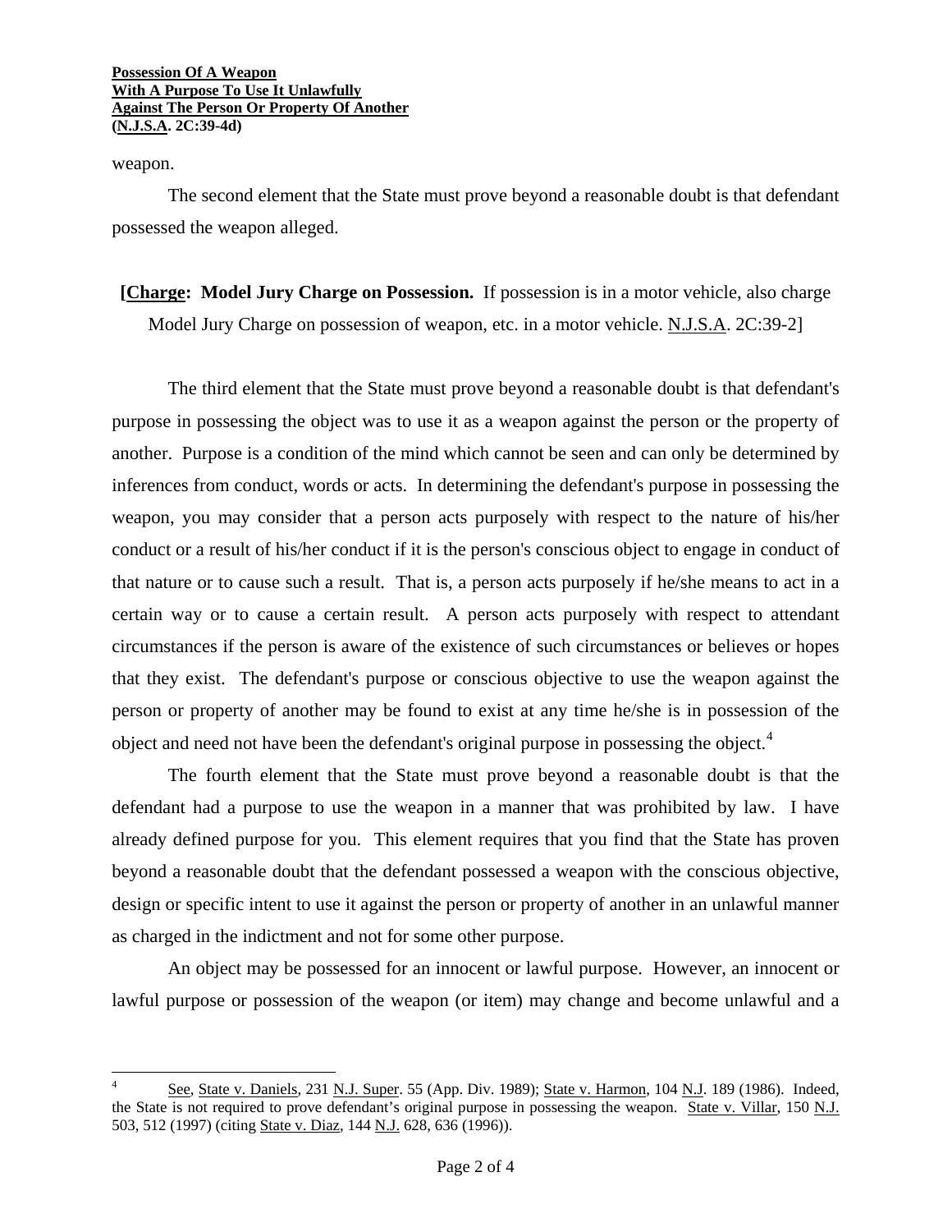weapon.

The second element that the State must prove beyond a reasonable doubt is that defendant possessed the weapon alleged.

**[Charge: Model Jury Charge on Possession.** If possession is in a motor vehicle, also charge Model Jury Charge on possession of weapon, etc. in a motor vehicle. N.J.S.A. 2C:39-2]

The third element that the State must prove beyond a reasonable doubt is that defendant's purpose in possessing the object was to use it as a weapon against the person or the property of another. Purpose is a condition of the mind which cannot be seen and can only be determined by inferences from conduct, words or acts. In determining the defendant's purpose in possessing the weapon, you may consider that a person acts purposely with respect to the nature of his/her conduct or a result of his/her conduct if it is the person's conscious object to engage in conduct of that nature or to cause such a result. That is, a person acts purposely if he/she means to act in a certain way or to cause a certain result. A person acts purposely with respect to attendant circumstances if the person is aware of the existence of such circumstances or believes or hopes that they exist. The defendant's purpose or conscious objective to use the weapon against the person or property of another may be found to exist at any time he/she is in possession of the object and need not have been the defendant's original purpose in possessing the object.[4]

The fourth element that the State must prove beyond a reasonable doubt is that the defendant had a purpose to use the weapon in a manner that was prohibited by law. I have already defined purpose for you. This element requires that you find that the State has proven beyond a reasonable doubt that the defendant possessed a weapon with the conscious objective, design or specific intent to use it against the person or property of another in an unlawful manner as charged in the indictment and not for some other purpose.

An object may be possessed for an innocent or lawful purpose. However, an innocent or lawful purpose or possession of the weapon (or item) may change and become unlawful and a

---

[4] See, State v. Daniels, 231 N.J. Super. 55 (App. Div. 1989); State v. Harmon, 104 N.J. 189 (1986). Indeed, the State is not required to prove defendant's original purpose in possessing the weapon. State v. Villar, 150 N.J. 503, 512 (1997) (citing State v. Diaz, 144 N.J. 628, 636 (1996)).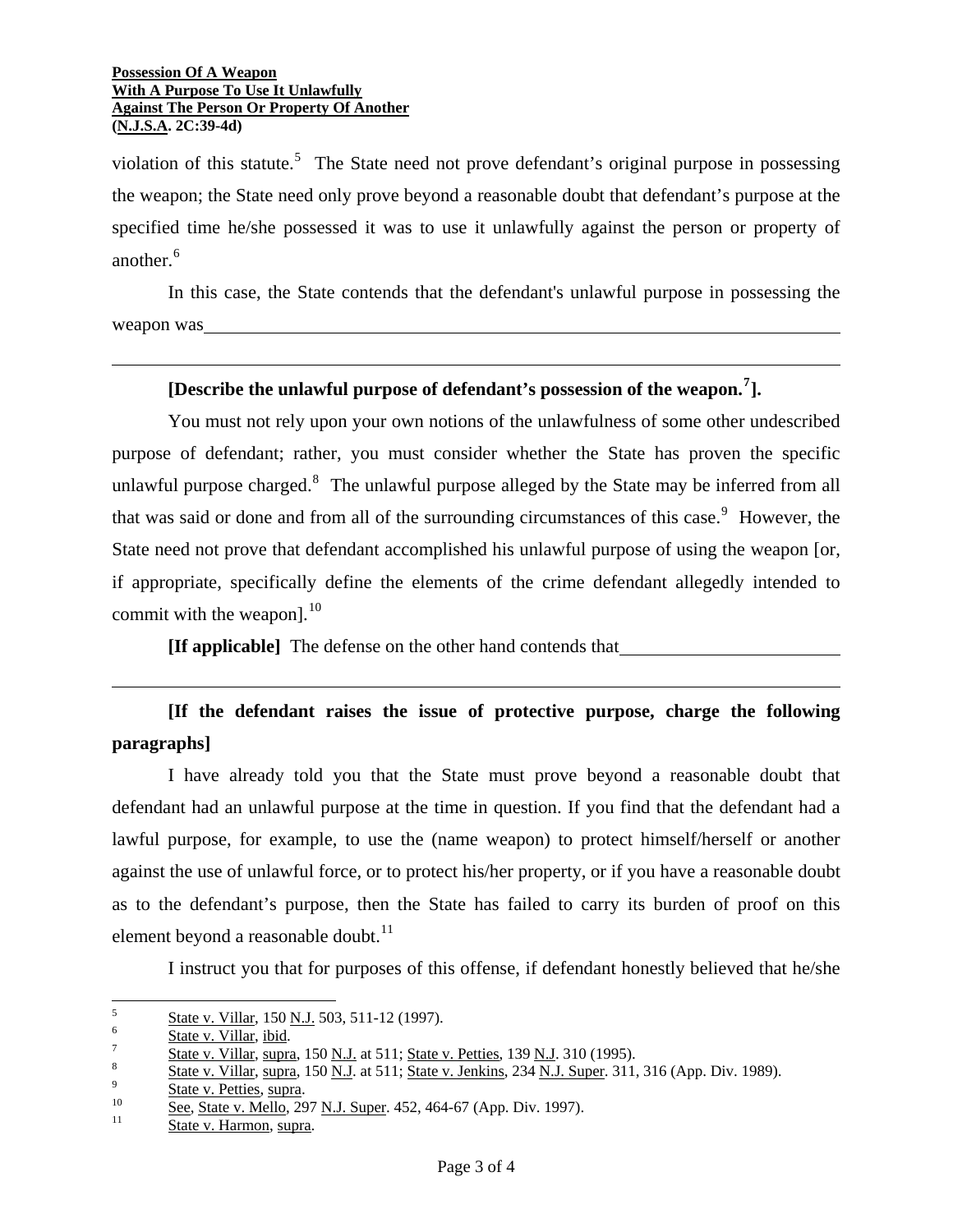violation of this statute.[5] The State need not prove defendant's original purpose in possessing the weapon; the State need only prove beyond a reasonable doubt that defendant's purpose at the specified time he/she possessed it was to use it unlawfully against the person or property of another.[6]

In this case, the State contends that the defendant's unlawful purpose in possessing the weapon was \_\_\_\_\_\_\_\_\_\_\_\_\_\_\_\_\_\_\_\_\_\_\_\_\_\_\_\_\_\_\_\_\_\_\_\_\_\_\_\_\_\_\_\_\_\_\_\_\_\_\_\_\_\_\_\_\_\_\_\_\_\_\_\_\_\_\_\_\_\_\_\_\_\_\_\_\_\_\_\_\_\_\_\_\_\_\_\_\_\_\_\_\_\_\_\_\_\_\_\_\_\_\_\_\_\_\_\_\_\_\_\_\_\_\_\_\_\_\_\_\_\_\_\_\_\_\_\_\_\_\_\_\_\_\_\_\_\_

**[Describe the unlawful purpose of defendant's possession of the weapon.[7]].**

You must not rely upon your own notions of the unlawfulness of some other undescribed purpose of defendant; rather, you must consider whether the State has proven the specific unlawful purpose charged.[8] The unlawful purpose alleged by the State may be inferred from all that was said or done and from all of the surrounding circumstances of this case.[9] However, the State need not prove that defendant accomplished his unlawful purpose of using the weapon [or, if appropriate, specifically define the elements of the crime defendant allegedly intended to commit with the weapon].[10]

**[If applicable]** The defense on the other hand contends that \_\_\_\_\_\_\_\_\_\_\_\_\_\_\_\_\_\_\_\_\_\_\_\_\_\_\_\_\_\_\_\_\_\_\_\_\_\_\_\_\_\_\_\_\_\_\_\_\_\_\_\_\_\_\_\_\_\_\_\_\_\_\_\_\_\_\_\_\_\_\_\_\_\_\_\_\_\_\_\_\_\_\_\_\_\_\_\_\_\_\_\_\_\_\_\_\_\_\_\_\_\_\_\_\_\_\_\_\_\_\_\_\_\_\_\_\_\_\_\_\_\_\_\_\_\_\_\_\_\_\_\_\_\_\_\_\_\_

**[If the defendant raises the issue of protective purpose, charge the following paragraphs]**

I have already told you that the State must prove beyond a reasonable doubt that defendant had an unlawful purpose at the time in question. If you find that the defendant had a lawful purpose, for example, to use the (name weapon) to protect himself/herself or another against the use of unlawful force, or to protect his/her property, or if you have a reasonable doubt as to the defendant's purpose, then the State has failed to carry its burden of proof on this element beyond a reasonable doubt.[11]

I instruct you that for purposes of this offense, if defendant honestly believed that he/she

---

5 State v. Villar, 150 N.J. 503, 511-12 (1997).

6 State v. Villar, ibid.

7 State v. Villar, supra, 150 N.J. at 511; State v. Petties, 139 N.J. 310 (1995).

8 State v. Villar, supra, 150 N.J. at 511; State v. Jenkins, 234 N.J. Super. 311, 316 (App. Div. 1989).

9 State v. Petties, supra.

10 See, State v. Mello, 297 N.J. Super. 452, 464-67 (App. Div. 1997).

11 State v. Harmon, supra.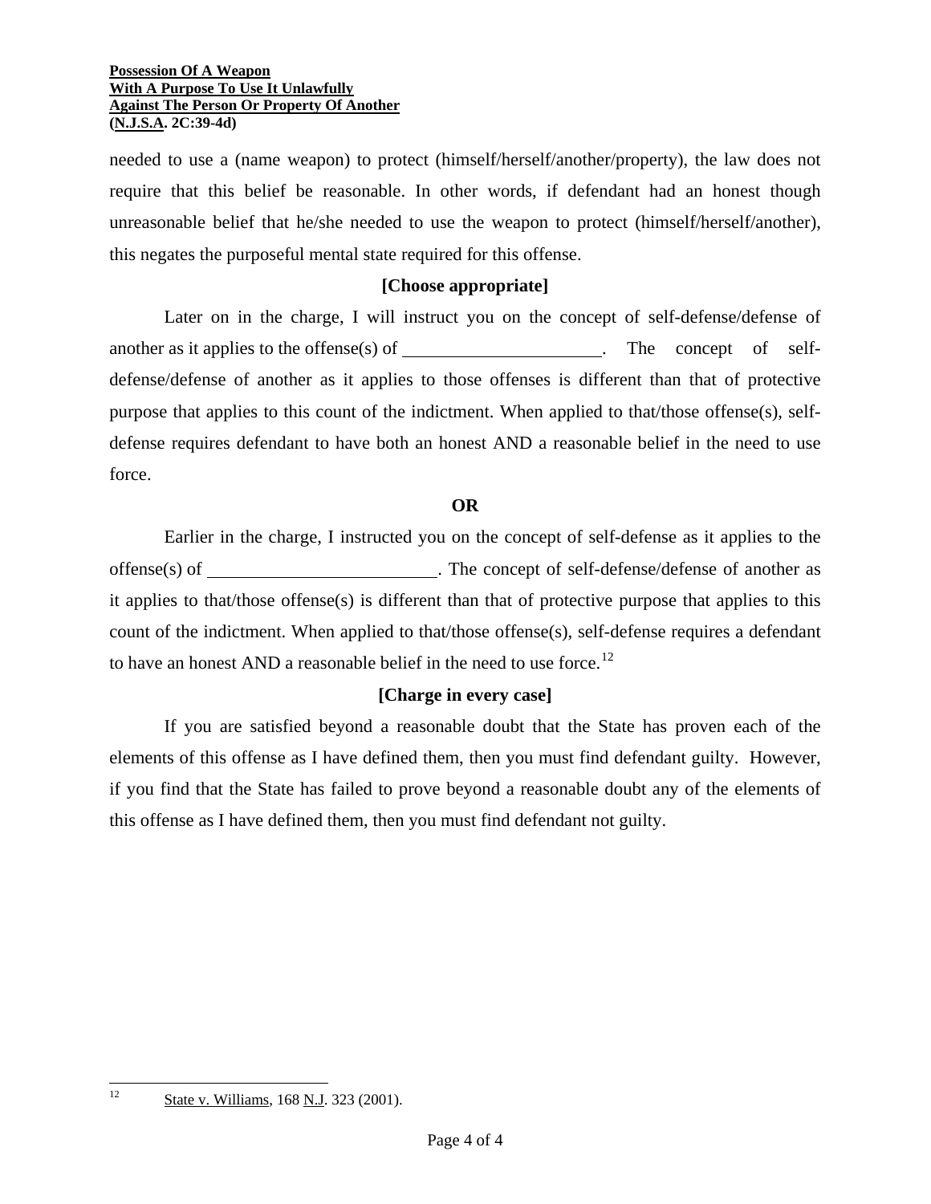needed to use a (name weapon) to protect (himself/herself/another/property), the law does not require that this belief be reasonable. In other words, if defendant had an honest though unreasonable belief that he/she needed to use the weapon to protect (himself/herself/another), this negates the purposeful mental state required for this offense.

**[Choose appropriate]**

Later on in the charge, I will instruct you on the concept of self-defense/defense of another as it applies to the offense(s) of ______________________. The concept of self-defense/defense of another as it applies to those offenses is different than that of protective purpose that applies to this count of the indictment. When applied to that/those offense(s), self-defense requires defendant to have both an honest AND a reasonable belief in the need to use force.

**OR**

Earlier in the charge, I instructed you on the concept of self-defense as it applies to the offense(s) of __________________________. The concept of self-defense/defense of another as it applies to that/those offense(s) is different than that of protective purpose that applies to this count of the indictment. When applied to that/those offense(s), self-defense requires a defendant to have an honest AND a reasonable belief in the need to use force.[12]

**[Charge in every case]**

If you are satisfied beyond a reasonable doubt that the State has proven each of the elements of this offense as I have defined them, then you must find defendant guilty. However, if you find that the State has failed to prove beyond a reasonable doubt any of the elements of this offense as I have defined them, then you must find defendant not guilty.

---

[12] State v. Williams, 168 N.J. 323 (2001).